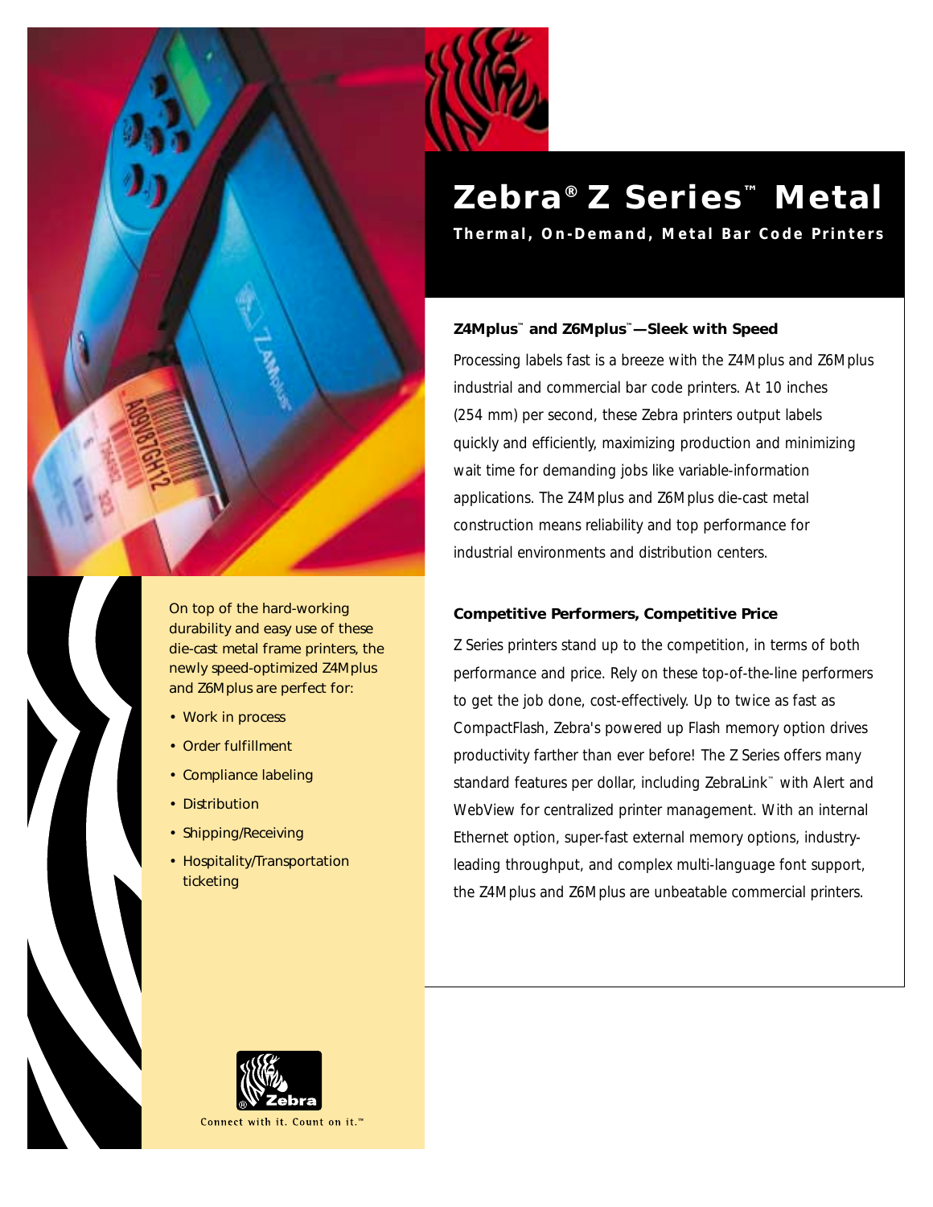# Zebra® Z Series™ Metal

**Thermal, On-Demand, Metal Bar Code Printers**

### Z4Mplus™ and Z6Mplus™—Sleek with Speed

Processing labels fast is a breeze with the Z4Mplus and Z6Mplus industrial and commercial bar code printers. At 10 inches (254 mm) per second, these Zebra printers output labels quickly and efficiently, maximizing production and minimizing wait time for demanding jobs like variable-information applications. The Z4Mplus and Z6Mplus die-cast metal construction means reliability and top performance for industrial environments and distribution centers.

### Competitive Performers, Competitive Price

Z Series printers stand up to the competition, in terms of both performance and price. Rely on these top-of-the-line performers to get the job done, cost-effectively. Up to twice as fast as CompactFlash, Zebra's powered up Flash memory option drives productivity farther than ever before! The Z Series offers many standard features per dollar, including ZebraLink™ with Alert and WebView for centralized printer management. With an internal Ethernet option, super-fast external memory options, industry-leading throughput, and complex multi-language font support, the Z4Mplus and Z6Mplus are unbeatable commercial printers.

On top of the hard-working durability and easy use of these die-cast metal frame printers, the newly speed-optimized Z4Mplus and Z6Mplus are perfect for:

- Work in process
- Order fulfillment
- Compliance labeling
- Distribution
- Shipping/Receiving
- Hospitality/Transportation ticketing

Zebra®

Connect with it. Count on it.™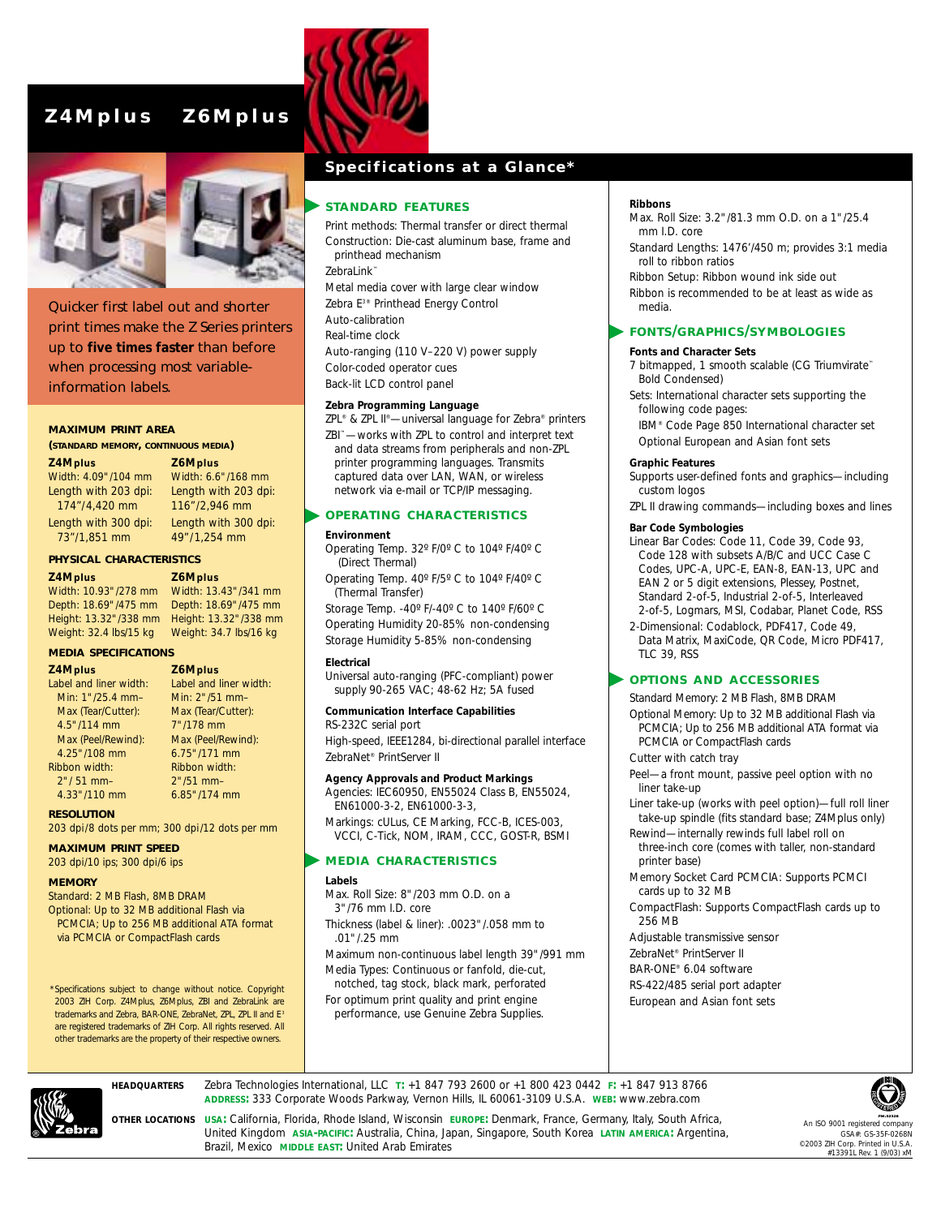# Z4Mplus Z6Mplus

Quicker first label out and shorter print times make the Z Series printers up to **five times faster** than before when processing most variable-information labels.

### MAXIMUM PRINT AREA

**(STANDARD MEMORY, CONTINUOUS MEDIA)**

| Z4Mplus | Z6Mplus |
|---|---|
| Width: 4.09"/104 mm | Width: 6.6"/168 mm |
| Length with 203 dpi: 174"/4,420 mm | Length with 203 dpi: 116"/2,946 mm |
| Length with 300 dpi: 73"/1,851 mm | Length with 300 dpi: 49"/1,254 mm |

### PHYSICAL CHARACTERISTICS

| Z4Mplus | Z6Mplus |
|---|---|
| Width: 10.93"/278 mm | Width: 13.43"/341 mm |
| Depth: 18.69"/475 mm | Depth: 18.69"/475 mm |
| Height: 13.32"/338 mm | Height: 13.32"/338 mm |
| Weight: 32.4 lbs/15 kg | Weight: 34.7 lbs/16 kg |

### MEDIA SPECIFICATIONS

| Z4Mplus | Z6Mplus |
|---|---|
| Label and liner width: | Label and liner width: |
| Min: 1"/25.4 mm– | Min: 2"/51 mm– |
| Max (Tear/Cutter): 4.5"/114 mm | Max (Tear/Cutter): 7"/178 mm |
| Max (Peel/Rewind): 4.25"/108 mm | Max (Peel/Rewind): 6.75"/171 mm |
| Ribbon width: 2"/ 51 mm– 4.33"/110 mm | Ribbon width: 2"/51 mm– 6.85"/174 mm |

### RESOLUTION

203 dpi/8 dots per mm; 300 dpi/12 dots per mm

### MAXIMUM PRINT SPEED

203 dpi/10 ips; 300 dpi/6 ips

### MEMORY

Standard: 2 MB Flash, 8MB DRAM
Optional: Up to 32 MB additional Flash via PCMCIA; Up to 256 MB additional ATA format via PCMCIA or CompactFlash cards

*Specifications subject to change without notice. Copyright 2003 ZIH Corp. Z4Mplus, Z6Mplus, ZBI and ZebraLink are trademarks and Zebra, BAR-ONE, ZebraNet, ZPL, ZPL II and E³ are registered trademarks of ZIH Corp. All rights reserved. All other trademarks are the property of their respective owners.

## Specifications at a Glance*

### STANDARD FEATURES

Print methods: Thermal transfer or direct thermal
Construction: Die-cast aluminum base, frame and printhead mechanism
ZebraLink™
Metal media cover with large clear window
Zebra E³® Printhead Energy Control
Auto-calibration
Real-time clock
Auto-ranging (110 V–220 V) power supply
Color-coded operator cues
Back-lit LCD control panel

**Zebra Programming Language**

ZPL® & ZPL II®—universal language for Zebra® printers
ZBI™—works with ZPL to control and interpret text and data streams from peripherals and non-ZPL printer programming languages. Transmits captured data over LAN, WAN, or wireless network via e-mail or TCP/IP messaging.

### OPERATING CHARACTERISTICS

**Environment**

Operating Temp. 32º F/0º C to 104º F/40º C (Direct Thermal)
Operating Temp. 40º F/5º C to 104º F/40º C (Thermal Transfer)
Storage Temp. -40º F/-40º C to 140º F/60º C
Operating Humidity 20-85% non-condensing
Storage Humidity 5-85% non-condensing

**Electrical**

Universal auto-ranging (PFC-compliant) power supply 90-265 VAC; 48-62 Hz; 5A fused

**Communication Interface Capabilities**

RS-232C serial port
High-speed, IEEE1284, bi-directional parallel interface
ZebraNet® PrintServer II

**Agency Approvals and Product Markings**

Agencies: IEC60950, EN55024 Class B, EN55024, EN61000-3-2, EN61000-3-3,
Markings: cULus, CE Marking, FCC-B, ICES-003, VCCI, C-Tick, NOM, IRAM, CCC, GOST-R, BSMI

### MEDIA CHARACTERISTICS

**Labels**

Max. Roll Size: 8"/203 mm O.D. on a 3"/76 mm I.D. core
Thickness (label & liner): .0023"/.058 mm to .01"/.25 mm
Maximum non-continuous label length 39"/991 mm
Media Types: Continuous or fanfold, die-cut, notched, tag stock, black mark, perforated
For optimum print quality and print engine performance, use Genuine Zebra Supplies.

**Ribbons**

Max. Roll Size: 3.2"/81.3 mm O.D. on a 1"/25.4 mm I.D. core
Standard Lengths: 1476'/450 m; provides 3:1 media roll to ribbon ratios
Ribbon Setup: Ribbon wound ink side out
Ribbon is recommended to be at least as wide as media.

### FONTS/GRAPHICS/SYMBOLOGIES

**Fonts and Character Sets**

7 bitmapped, 1 smooth scalable (CG Triumvirate™ Bold Condensed)
Sets: International character sets supporting the following code pages:
IBM® Code Page 850 International character set
Optional European and Asian font sets

**Graphic Features**

Supports user-defined fonts and graphics—including custom logos
ZPL II drawing commands—including boxes and lines

**Bar Code Symbologies**

Linear Bar Codes: Code 11, Code 39, Code 93, Code 128 with subsets A/B/C and UCC Case C Codes, UPC-A, UPC-E, EAN-8, EAN-13, UPC and EAN 2 or 5 digit extensions, Plessey, Postnet, Standard 2-of-5, Industrial 2-of-5, Interleaved 2-of-5, Logmars, MSI, Codabar, Planet Code, RSS
2-Dimensional: Codablock, PDF417, Code 49, Data Matrix, MaxiCode, QR Code, Micro PDF417, TLC 39, RSS

### OPTIONS AND ACCESSORIES

Standard Memory: 2 MB Flash, 8MB DRAM
Optional Memory: Up to 32 MB additional Flash via PCMCIA; Up to 256 MB additional ATA format via PCMCIA or CompactFlash cards
Cutter with catch tray
Peel—a front mount, passive peel option with no liner take-up
Liner take-up (works with peel option)—full roll liner take-up spindle (fits standard base; Z4Mplus only)
Rewind—internally rewinds full label roll on three-inch core (comes with taller, non-standard printer base)
Memory Socket Card PCMCIA: Supports PCMCI cards up to 32 MB
CompactFlash: Supports CompactFlash cards up to 256 MB
Adjustable transmissive sensor
ZebraNet® PrintServer II
BAR-ONE® 6.04 software
RS-422/485 serial port adapter
European and Asian font sets

**HEADQUARTERS** Zebra Technologies International, LLC **T:** +1 847 793 2600 or +1 800 423 0442 **F:** +1 847 913 8766
**ADDRESS:** 333 Corporate Woods Parkway, Vernon Hills, IL 60061-3109 U.S.A. **WEB:** www.zebra.com

**OTHER LOCATIONS** **USA:** California, Florida, Rhode Island, Wisconsin **EUROPE:** Denmark, France, Germany, Italy, South Africa, United Kingdom **ASIA-PACIFIC:** Australia, China, Japan, Singapore, South Korea **LATIN AMERICA:** Argentina, Brazil, Mexico **MIDDLE EAST:** United Arab Emirates

An ISO 9001 registered company
GSA#: GS-35F-0268N
©2003 ZIH Corp. Printed in U.S.A.
#13391L Rev. 1 (9/03) xM